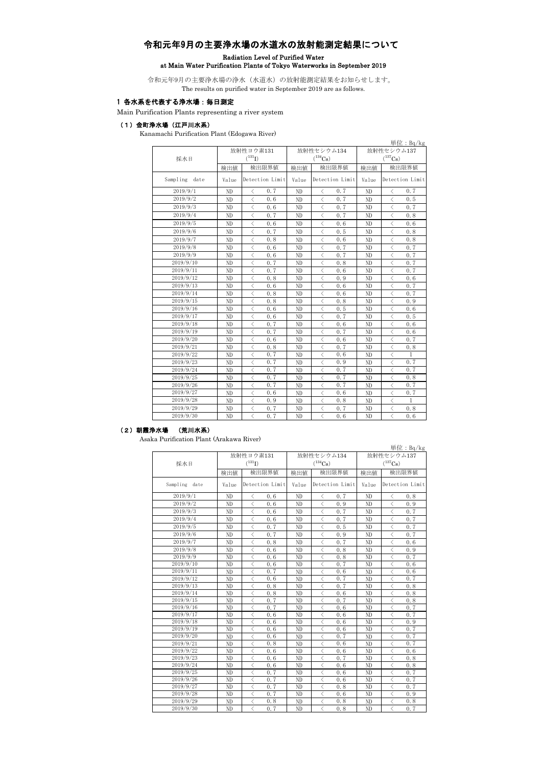# 令和元年9月の主要浄水場の水道水の放射能測定結果について

**Radiation Level of Purified Water at Main Water Purification Plants of Tokyo Waterworks in September 2019**

令和元年9月の主要浄水場の浄水（水道水）の放射能測定結果をお知らせします。
The results on purified water in September 2019 are as follows.

## 1 各水系を代表する浄水場：毎日測定

Main Purification Plants representing a river system

### （1）金町浄水場（江戸川水系）

Kanamachi Purification Plant (Edogawa River)

単位：Bq/kg

| 採水日 | 放射性ヨウ素131 ($^{131}$I) | | 放射性セシウム134 ($^{134}$Cs) | | 放射性セシウム137 ($^{137}$Cs) | |
|---|---|---|---|---|---|---|
| | 検出値 | 検出限界値 | 検出値 | 検出限界値 | 検出値 | 検出限界値 |
| Sampling date | Value | Detection Limit | Value | Detection Limit | Value | Detection Limit |
| 2019/9/1 | ND | ＜ 0.7 | ND | ＜ 0.7 | ND | ＜ 0.7 |
| 2019/9/2 | ND | ＜ 0.6 | ND | ＜ 0.7 | ND | ＜ 0.5 |
| 2019/9/3 | ND | ＜ 0.6 | ND | ＜ 0.7 | ND | ＜ 0.7 |
| 2019/9/4 | ND | ＜ 0.7 | ND | ＜ 0.7 | ND | ＜ 0.8 |
| 2019/9/5 | ND | ＜ 0.6 | ND | ＜ 0.6 | ND | ＜ 0.6 |
| 2019/9/6 | ND | ＜ 0.7 | ND | ＜ 0.5 | ND | ＜ 0.8 |
| 2019/9/7 | ND | ＜ 0.8 | ND | ＜ 0.6 | ND | ＜ 0.8 |
| 2019/9/8 | ND | ＜ 0.6 | ND | ＜ 0.7 | ND | ＜ 0.7 |
| 2019/9/9 | ND | ＜ 0.6 | ND | ＜ 0.7 | ND | ＜ 0.7 |
| 2019/9/10 | ND | ＜ 0.7 | ND | ＜ 0.8 | ND | ＜ 0.7 |
| 2019/9/11 | ND | ＜ 0.7 | ND | ＜ 0.6 | ND | ＜ 0.7 |
| 2019/9/12 | ND | ＜ 0.8 | ND | ＜ 0.9 | ND | ＜ 0.6 |
| 2019/9/13 | ND | ＜ 0.6 | ND | ＜ 0.6 | ND | ＜ 0.7 |
| 2019/9/14 | ND | ＜ 0.8 | ND | ＜ 0.6 | ND | ＜ 0.7 |
| 2019/9/15 | ND | ＜ 0.8 | ND | ＜ 0.8 | ND | ＜ 0.9 |
| 2019/9/16 | ND | ＜ 0.6 | ND | ＜ 0.5 | ND | ＜ 0.6 |
| 2019/9/17 | ND | ＜ 0.6 | ND | ＜ 0.7 | ND | ＜ 0.5 |
| 2019/9/18 | ND | ＜ 0.7 | ND | ＜ 0.6 | ND | ＜ 0.6 |
| 2019/9/19 | ND | ＜ 0.7 | ND | ＜ 0.7 | ND | ＜ 0.6 |
| 2019/9/20 | ND | ＜ 0.6 | ND | ＜ 0.6 | ND | ＜ 0.7 |
| 2019/9/21 | ND | ＜ 0.8 | ND | ＜ 0.7 | ND | ＜ 0.8 |
| 2019/9/22 | ND | ＜ 0.7 | ND | ＜ 0.6 | ND | ＜ 1 |
| 2019/9/23 | ND | ＜ 0.7 | ND | ＜ 0.9 | ND | ＜ 0.7 |
| 2019/9/24 | ND | ＜ 0.7 | ND | ＜ 0.7 | ND | ＜ 0.7 |
| 2019/9/25 | ND | ＜ 0.7 | ND | ＜ 0.7 | ND | ＜ 0.8 |
| 2019/9/26 | ND | ＜ 0.7 | ND | ＜ 0.7 | ND | ＜ 0.7 |
| 2019/9/27 | ND | ＜ 0.6 | ND | ＜ 0.6 | ND | ＜ 0.7 |
| 2019/9/28 | ND | ＜ 0.9 | ND | ＜ 0.8 | ND | ＜ 1 |
| 2019/9/29 | ND | ＜ 0.7 | ND | ＜ 0.7 | ND | ＜ 0.8 |
| 2019/9/30 | ND | ＜ 0.7 | ND | ＜ 0.6 | ND | ＜ 0.6 |

### （2）朝霞浄水場　（荒川水系）

Asaka Purification Plant (Arakawa River)

単位：Bq/kg

| 採水日 | 放射性ヨウ素131 ($^{131}$I) | | 放射性セシウム134 ($^{134}$Cs) | | 放射性セシウム137 ($^{137}$Cs) | |
|---|---|---|---|---|---|---|
| | 検出値 | 検出限界値 | 検出値 | 検出限界値 | 検出値 | 検出限界値 |
| Sampling date | Value | Detection Limit | Value | Detection Limit | Value | Detection Limit |
| 2019/9/1 | ND | ＜ 0.6 | ND | ＜ 0.7 | ND | ＜ 0.8 |
| 2019/9/2 | ND | ＜ 0.6 | ND | ＜ 0.9 | ND | ＜ 0.9 |
| 2019/9/3 | ND | ＜ 0.6 | ND | ＜ 0.7 | ND | ＜ 0.7 |
| 2019/9/4 | ND | ＜ 0.6 | ND | ＜ 0.7 | ND | ＜ 0.7 |
| 2019/9/5 | ND | ＜ 0.7 | ND | ＜ 0.5 | ND | ＜ 0.7 |
| 2019/9/6 | ND | ＜ 0.7 | ND | ＜ 0.9 | ND | ＜ 0.7 |
| 2019/9/7 | ND | ＜ 0.8 | ND | ＜ 0.7 | ND | ＜ 0.6 |
| 2019/9/8 | ND | ＜ 0.6 | ND | ＜ 0.8 | ND | ＜ 0.9 |
| 2019/9/9 | ND | ＜ 0.6 | ND | ＜ 0.8 | ND | ＜ 0.7 |
| 2019/9/10 | ND | ＜ 0.6 | ND | ＜ 0.7 | ND | ＜ 0.6 |
| 2019/9/11 | ND | ＜ 0.7 | ND | ＜ 0.6 | ND | ＜ 0.6 |
| 2019/9/12 | ND | ＜ 0.6 | ND | ＜ 0.7 | ND | ＜ 0.7 |
| 2019/9/13 | ND | ＜ 0.8 | ND | ＜ 0.7 | ND | ＜ 0.8 |
| 2019/9/14 | ND | ＜ 0.8 | ND | ＜ 0.6 | ND | ＜ 0.8 |
| 2019/9/15 | ND | ＜ 0.7 | ND | ＜ 0.7 | ND | ＜ 0.8 |
| 2019/9/16 | ND | ＜ 0.7 | ND | ＜ 0.6 | ND | ＜ 0.7 |
| 2019/9/17 | ND | ＜ 0.6 | ND | ＜ 0.6 | ND | ＜ 0.7 |
| 2019/9/18 | ND | ＜ 0.6 | ND | ＜ 0.6 | ND | ＜ 0.9 |
| 2019/9/19 | ND | ＜ 0.6 | ND | ＜ 0.6 | ND | ＜ 0.7 |
| 2019/9/20 | ND | ＜ 0.6 | ND | ＜ 0.7 | ND | ＜ 0.7 |
| 2019/9/21 | ND | ＜ 0.8 | ND | ＜ 0.6 | ND | ＜ 0.7 |
| 2019/9/22 | ND | ＜ 0.6 | ND | ＜ 0.6 | ND | ＜ 0.6 |
| 2019/9/23 | ND | ＜ 0.6 | ND | ＜ 0.7 | ND | ＜ 0.8 |
| 2019/9/24 | ND | ＜ 0.6 | ND | ＜ 0.6 | ND | ＜ 0.8 |
| 2019/9/25 | ND | ＜ 0.7 | ND | ＜ 0.6 | ND | ＜ 0.7 |
| 2019/9/26 | ND | ＜ 0.7 | ND | ＜ 0.6 | ND | ＜ 0.7 |
| 2019/9/27 | ND | ＜ 0.7 | ND | ＜ 0.8 | ND | ＜ 0.7 |
| 2019/9/28 | ND | ＜ 0.7 | ND | ＜ 0.6 | ND | ＜ 0.9 |
| 2019/9/29 | ND | ＜ 0.8 | ND | ＜ 0.8 | ND | ＜ 0.8 |
| 2019/9/30 | ND | ＜ 0.7 | ND | ＜ 0.8 | ND | ＜ 0.7 |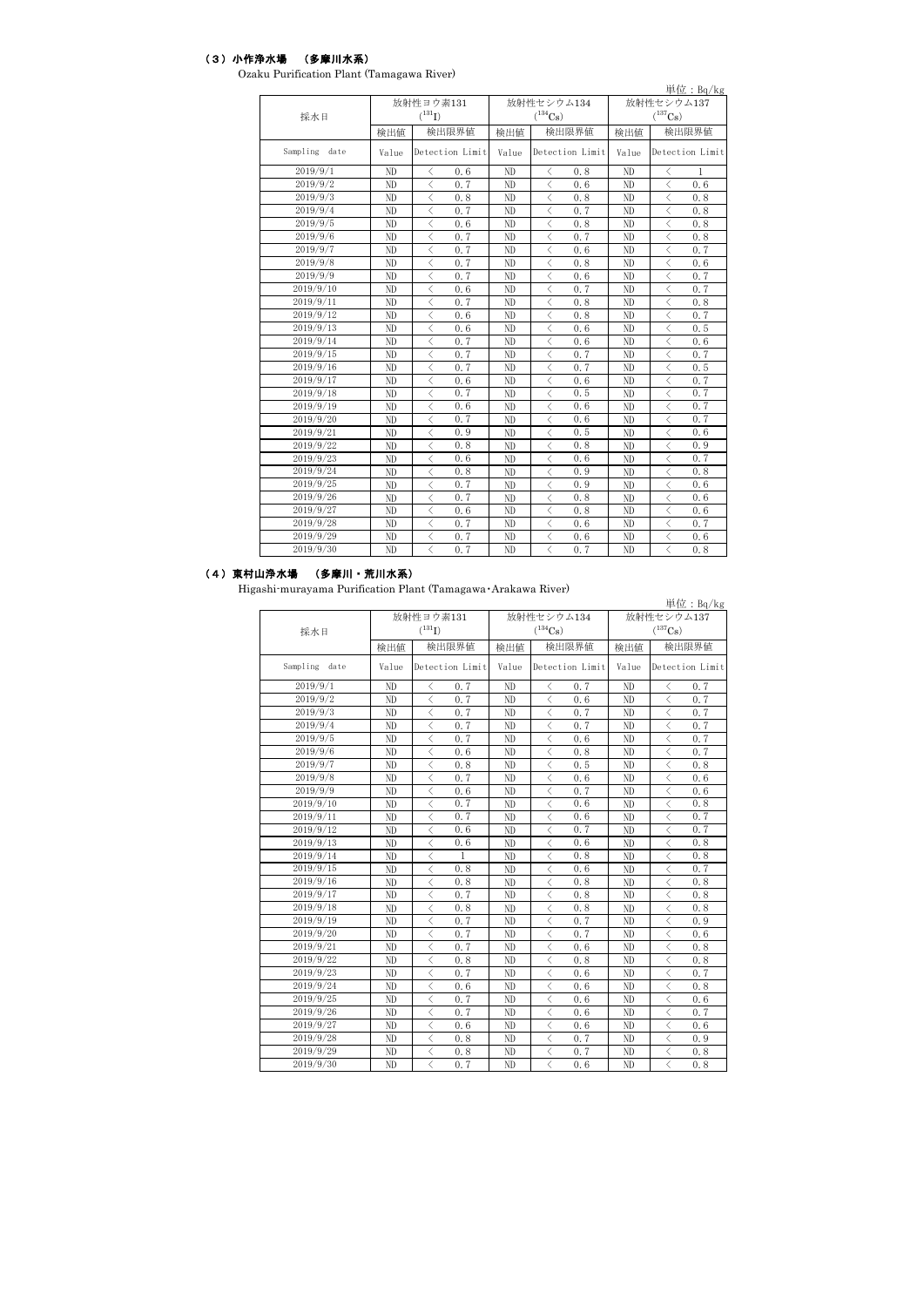## （３）小作浄水場　（多摩川水系）

Ozaku Purification Plant (Tamagawa River)

単位：Bq/kg

| 採水日 | 放射性ヨウ素131 ($^{131}I$) | | 放射性セシウム134 ($^{134}Cs$) | | 放射性セシウム137 ($^{137}Cs$) | |
|---|---|---|---|---|---|---|
| | 検出値 | 検出限界値 | 検出値 | 検出限界値 | 検出値 | 検出限界値 |
| Sampling date | Value | Detection Limit | Value | Detection Limit | Value | Detection Limit |
| 2019/9/1 | ND | ＜ 0.6 | ND | ＜ 0.8 | ND | ＜ 1 |
| 2019/9/2 | ND | ＜ 0.7 | ND | ＜ 0.6 | ND | ＜ 0.6 |
| 2019/9/3 | ND | ＜ 0.8 | ND | ＜ 0.8 | ND | ＜ 0.8 |
| 2019/9/4 | ND | ＜ 0.7 | ND | ＜ 0.7 | ND | ＜ 0.8 |
| 2019/9/5 | ND | ＜ 0.6 | ND | ＜ 0.8 | ND | ＜ 0.8 |
| 2019/9/6 | ND | ＜ 0.7 | ND | ＜ 0.7 | ND | ＜ 0.8 |
| 2019/9/7 | ND | ＜ 0.7 | ND | ＜ 0.6 | ND | ＜ 0.7 |
| 2019/9/8 | ND | ＜ 0.7 | ND | ＜ 0.8 | ND | ＜ 0.6 |
| 2019/9/9 | ND | ＜ 0.7 | ND | ＜ 0.6 | ND | ＜ 0.7 |
| 2019/9/10 | ND | ＜ 0.6 | ND | ＜ 0.7 | ND | ＜ 0.7 |
| 2019/9/11 | ND | ＜ 0.7 | ND | ＜ 0.8 | ND | ＜ 0.8 |
| 2019/9/12 | ND | ＜ 0.6 | ND | ＜ 0.8 | ND | ＜ 0.7 |
| 2019/9/13 | ND | ＜ 0.6 | ND | ＜ 0.6 | ND | ＜ 0.5 |
| 2019/9/14 | ND | ＜ 0.7 | ND | ＜ 0.6 | ND | ＜ 0.6 |
| 2019/9/15 | ND | ＜ 0.7 | ND | ＜ 0.7 | ND | ＜ 0.7 |
| 2019/9/16 | ND | ＜ 0.7 | ND | ＜ 0.7 | ND | ＜ 0.5 |
| 2019/9/17 | ND | ＜ 0.6 | ND | ＜ 0.6 | ND | ＜ 0.7 |
| 2019/9/18 | ND | ＜ 0.7 | ND | ＜ 0.5 | ND | ＜ 0.7 |
| 2019/9/19 | ND | ＜ 0.6 | ND | ＜ 0.6 | ND | ＜ 0.7 |
| 2019/9/20 | ND | ＜ 0.7 | ND | ＜ 0.6 | ND | ＜ 0.7 |
| 2019/9/21 | ND | ＜ 0.9 | ND | ＜ 0.5 | ND | ＜ 0.6 |
| 2019/9/22 | ND | ＜ 0.8 | ND | ＜ 0.8 | ND | ＜ 0.9 |
| 2019/9/23 | ND | ＜ 0.6 | ND | ＜ 0.6 | ND | ＜ 0.7 |
| 2019/9/24 | ND | ＜ 0.8 | ND | ＜ 0.9 | ND | ＜ 0.8 |
| 2019/9/25 | ND | ＜ 0.7 | ND | ＜ 0.9 | ND | ＜ 0.6 |
| 2019/9/26 | ND | ＜ 0.7 | ND | ＜ 0.8 | ND | ＜ 0.6 |
| 2019/9/27 | ND | ＜ 0.6 | ND | ＜ 0.8 | ND | ＜ 0.6 |
| 2019/9/28 | ND | ＜ 0.7 | ND | ＜ 0.6 | ND | ＜ 0.7 |
| 2019/9/29 | ND | ＜ 0.7 | ND | ＜ 0.6 | ND | ＜ 0.6 |
| 2019/9/30 | ND | ＜ 0.7 | ND | ＜ 0.7 | ND | ＜ 0.8 |

## （４）東村山浄水場　（多摩川・荒川水系）

Higashi-murayama Purification Plant (Tamagawa･Arakawa River)

単位：Bq/kg

| 採水日 | 放射性ヨウ素131 ($^{131}I$) | | 放射性セシウム134 ($^{134}Cs$) | | 放射性セシウム137 ($^{137}Cs$) | |
|---|---|---|---|---|---|---|
| | 検出値 | 検出限界値 | 検出値 | 検出限界値 | 検出値 | 検出限界値 |
| Sampling date | Value | Detection Limit | Value | Detection Limit | Value | Detection Limit |
| 2019/9/1 | ND | ＜ 0.7 | ND | ＜ 0.7 | ND | ＜ 0.7 |
| 2019/9/2 | ND | ＜ 0.7 | ND | ＜ 0.6 | ND | ＜ 0.7 |
| 2019/9/3 | ND | ＜ 0.7 | ND | ＜ 0.7 | ND | ＜ 0.7 |
| 2019/9/4 | ND | ＜ 0.7 | ND | ＜ 0.7 | ND | ＜ 0.7 |
| 2019/9/5 | ND | ＜ 0.7 | ND | ＜ 0.6 | ND | ＜ 0.7 |
| 2019/9/6 | ND | ＜ 0.6 | ND | ＜ 0.8 | ND | ＜ 0.7 |
| 2019/9/7 | ND | ＜ 0.8 | ND | ＜ 0.5 | ND | ＜ 0.8 |
| 2019/9/8 | ND | ＜ 0.7 | ND | ＜ 0.6 | ND | ＜ 0.6 |
| 2019/9/9 | ND | ＜ 0.6 | ND | ＜ 0.7 | ND | ＜ 0.6 |
| 2019/9/10 | ND | ＜ 0.7 | ND | ＜ 0.6 | ND | ＜ 0.8 |
| 2019/9/11 | ND | ＜ 0.7 | ND | ＜ 0.6 | ND | ＜ 0.7 |
| 2019/9/12 | ND | ＜ 0.6 | ND | ＜ 0.7 | ND | ＜ 0.7 |
| 2019/9/13 | ND | ＜ 0.6 | ND | ＜ 0.6 | ND | ＜ 0.8 |
| 2019/9/14 | ND | ＜ 1 | ND | ＜ 0.8 | ND | ＜ 0.8 |
| 2019/9/15 | ND | ＜ 0.8 | ND | ＜ 0.6 | ND | ＜ 0.7 |
| 2019/9/16 | ND | ＜ 0.8 | ND | ＜ 0.8 | ND | ＜ 0.8 |
| 2019/9/17 | ND | ＜ 0.7 | ND | ＜ 0.8 | ND | ＜ 0.8 |
| 2019/9/18 | ND | ＜ 0.8 | ND | ＜ 0.8 | ND | ＜ 0.8 |
| 2019/9/19 | ND | ＜ 0.7 | ND | ＜ 0.7 | ND | ＜ 0.9 |
| 2019/9/20 | ND | ＜ 0.7 | ND | ＜ 0.7 | ND | ＜ 0.6 |
| 2019/9/21 | ND | ＜ 0.7 | ND | ＜ 0.6 | ND | ＜ 0.8 |
| 2019/9/22 | ND | ＜ 0.8 | ND | ＜ 0.8 | ND | ＜ 0.8 |
| 2019/9/23 | ND | ＜ 0.7 | ND | ＜ 0.6 | ND | ＜ 0.7 |
| 2019/9/24 | ND | ＜ 0.6 | ND | ＜ 0.6 | ND | ＜ 0.8 |
| 2019/9/25 | ND | ＜ 0.7 | ND | ＜ 0.6 | ND | ＜ 0.6 |
| 2019/9/26 | ND | ＜ 0.7 | ND | ＜ 0.6 | ND | ＜ 0.7 |
| 2019/9/27 | ND | ＜ 0.6 | ND | ＜ 0.6 | ND | ＜ 0.6 |
| 2019/9/28 | ND | ＜ 0.8 | ND | ＜ 0.7 | ND | ＜ 0.9 |
| 2019/9/29 | ND | ＜ 0.8 | ND | ＜ 0.7 | ND | ＜ 0.8 |
| 2019/9/30 | ND | ＜ 0.7 | ND | ＜ 0.6 | ND | ＜ 0.8 |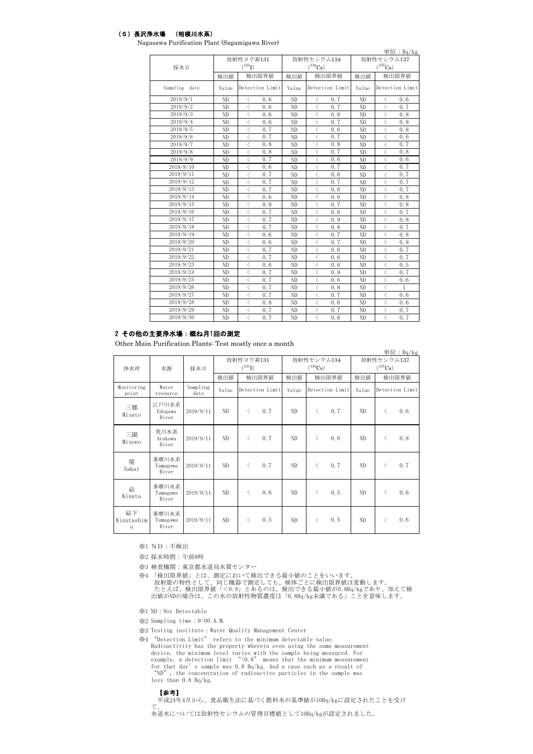### （5）長沢浄水場　（相模川水系）

Nagasawa Purification Plant (Sagamigawa River)

単位：Bq/kg

| 採水日 | 放射性ヨウ素131 ($^{131}I$) | | 放射性セシウム134 ($^{134}Cs$) | | 放射性セシウム137 ($^{137}Cs$) | |
|---|---|---|---|---|---|---|
| | 検出値 | 検出限界値 | 検出値 | 検出限界値 | 検出値 | 検出限界値 |
| Sampling date | Value | Detection Limit | Value | Detection Limit | Value | Detection Limit |
| 2019/9/1 | ND | ＜ 0.6 | ND | ＜ 0.7 | ND | ＜ 0.6 |
| 2019/9/2 | ND | ＜ 0.6 | ND | ＜ 0.7 | ND | ＜ 0.7 |
| 2019/9/3 | ND | ＜ 0.6 | ND | ＜ 0.8 | ND | ＜ 0.8 |
| 2019/9/4 | ND | ＜ 0.6 | ND | ＜ 0.7 | ND | ＜ 0.8 |
| 2019/9/5 | ND | ＜ 0.7 | ND | ＜ 0.6 | ND | ＜ 0.8 |
| 2019/9/6 | ND | ＜ 0.7 | ND | ＜ 0.7 | ND | ＜ 0.6 |
| 2019/9/7 | ND | ＜ 0.8 | ND | ＜ 0.8 | ND | ＜ 0.7 |
| 2019/9/8 | ND | ＜ 0.8 | ND | ＜ 0.7 | ND | ＜ 0.8 |
| 2019/9/9 | ND | ＜ 0.7 | ND | ＜ 0.6 | ND | ＜ 0.6 |
| 2019/9/10 | ND | ＜ 0.6 | ND | ＜ 0.7 | ND | ＜ 0.7 |
| 2019/9/11 | ND | ＜ 0.7 | ND | ＜ 0.6 | ND | ＜ 0.7 |
| 2019/9/12 | ND | ＜ 0.7 | ND | ＜ 0.7 | ND | ＜ 0.7 |
| 2019/9/13 | ND | ＜ 0.7 | ND | ＜ 0.6 | ND | ＜ 0.7 |
| 2019/9/14 | ND | ＜ 0.6 | ND | ＜ 0.6 | ND | ＜ 0.8 |
| 2019/9/15 | ND | ＜ 0.8 | ND | ＜ 0.7 | ND | ＜ 0.8 |
| 2019/9/16 | ND | ＜ 0.7 | ND | ＜ 0.6 | ND | ＜ 0.7 |
| 2019/9/17 | ND | ＜ 0.7 | ND | ＜ 0.9 | ND | ＜ 0.8 |
| 2019/9/18 | ND | ＜ 0.7 | ND | ＜ 0.8 | ND | ＜ 0.7 |
| 2019/9/19 | ND | ＜ 0.6 | ND | ＜ 0.7 | ND | ＜ 0.8 |
| 2019/9/20 | ND | ＜ 0.6 | ND | ＜ 0.7 | ND | ＜ 0.8 |
| 2019/9/21 | ND | ＜ 0.7 | ND | ＜ 0.6 | ND | ＜ 0.7 |
| 2019/9/22 | ND | ＜ 0.7 | ND | ＜ 0.6 | ND | ＜ 0.7 |
| 2019/9/23 | ND | ＜ 0.6 | ND | ＜ 0.6 | ND | ＜ 0.5 |
| 2019/9/24 | ND | ＜ 0.7 | ND | ＜ 0.9 | ND | ＜ 0.7 |
| 2019/9/25 | ND | ＜ 0.7 | ND | ＜ 0.6 | ND | ＜ 0.6 |
| 2019/9/26 | ND | ＜ 0.7 | ND | ＜ 0.8 | ND | ＜ 1 |
| 2019/9/27 | ND | ＜ 0.7 | ND | ＜ 0.7 | ND | ＜ 0.6 |
| 2019/9/28 | ND | ＜ 0.8 | ND | ＜ 0.6 | ND | ＜ 0.6 |
| 2019/9/29 | ND | ＜ 0.7 | ND | ＜ 0.7 | ND | ＜ 0.7 |
| 2019/9/30 | ND | ＜ 0.7 | ND | ＜ 0.6 | ND | ＜ 0.7 |

## 2 その他の主要浄水場：概ね月1回の測定

Other Main Purification Plants: Test mostly once a month

単位：Bq/kg

| 浄水所 | 水源 | 採水日 | 放射性ヨウ素131 ($^{131}I$) | | 放射性セシウム134 ($^{134}Cs$) | | 放射性セシウム137 ($^{137}Cs$) | |
|---|---|---|---|---|---|---|---|---|
| | | | 検出値 | 検出限界値 | 検出値 | 検出限界値 | 検出値 | 検出限界値 |
| Monitoring point | Water resource | Sampling date | Value | Detection Limit | Value | Detection Limit | Value | Detection Limit |
| 三郷 Misato | 江戸川水系 Edogawa River | 2019/9/11 | ND | ＜ 0.7 | ND | ＜ 0.7 | ND | ＜ 0.6 |
| 三園 Misono | 荒川水系 Arakawa River | 2019/9/11 | ND | ＜ 0.7 | ND | ＜ 0.6 | ND | ＜ 0.8 |
| 境 Sakai | 多摩川水系 Tamagawa River | 2019/9/11 | ND | ＜ 0.7 | ND | ＜ 0.7 | ND | ＜ 0.7 |
| 砧 Kinuta | 多摩川水系 Tamagawa River | 2019/9/11 | ND | ＜ 0.6 | ND | ＜ 0.5 | ND | ＜ 0.6 |
| 砧下 Kinutashimo | 多摩川水系 Tamagawa River | 2019/9/11 | ND | ＜ 0.5 | ND | ＜ 0.5 | ND | ＜ 0.6 |

※1 ＮＤ：不検出

※2 採水時間：午前9時

※3 検査機関：東京都水道局水質センター

※4 「検出限界値」とは、測定において検出できる最小値のことをいいます。
　放射能の特性として、同じ機器で測定しても、検体ごとに検出限界値は変動します。
　たとえば、検出限界値「＜0.8」とあるのは、検出できる最小値が0.8Bq/kgであり、加えて検出値がNDの場合は、この水の放射性物質濃度は「0.8Bq/kg未満である」ことを意味します。

※1 ND：Not Detectable

※2 Sampling time：9:00 A.M.

※3 Testing institute：Water Quality Management Center

※4 "Detection Limit" refers to the minimum detectable value.
Radioactivity has the property wherein even using the same measurement device, the minimum level varies with the sample being measured. For example, a detection limit "<0.8" means that the minimum measurement for that day's sample was 0.8 Bq/kg. And a case such as a result of "ND", the concentration of radioactive particles in the sample was less than 0.8 Bq/kg.

【参考】

　平成24年4月から、食品衛生法に基づく飲料水の基準値が10Bq/kgに設定されたことを受けて、
水道水については放射性セシウムの管理目標値として10Bq/kgが設定されました。